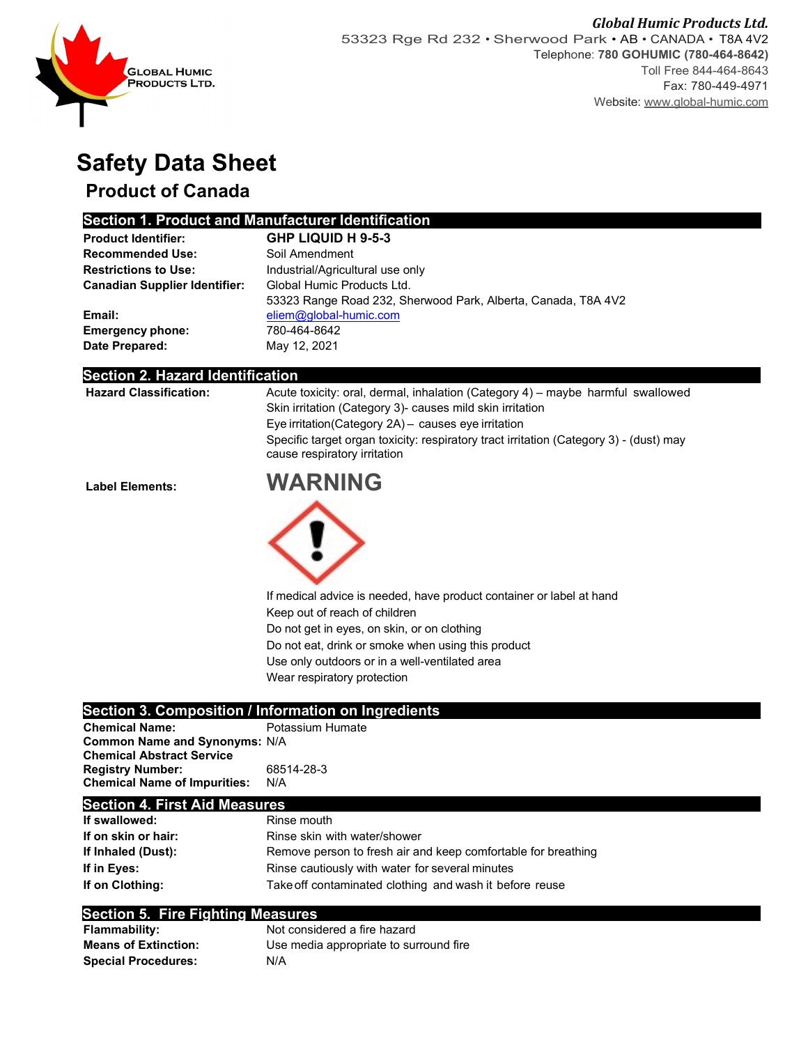**Global Humic Products Ltd.**
53323 Rge Rd 232 • Sherwood Park • AB • CANADA • T8A 4V2
Telephone: **780 GOHUMIC (780-464-8642)**
Toll Free 844-464-8643
Fax: 780-449-4971
Website: www.global-humic.com

# Safety Data Sheet

## Product of Canada

## Section 1. Product and Manufacturer Identification

| | |
|---|---|
| **Product Identifier:** | **GHP LIQUID H 9-5-3** |
| **Recommended Use:** | Soil Amendment |
| **Restrictions to Use:** | Industrial/Agricultural use only |
| **Canadian Supplier Identifier:** | Global Humic Products Ltd.<br>53323 Range Road 232, Sherwood Park, Alberta, Canada, T8A 4V2 |
| **Email:** | eliem@global-humic.com |
| **Emergency phone:** | 780-464-8642 |
| **Date Prepared:** | May 12, 2021 |

## Section 2. Hazard Identification

**Hazard Classification:**

Acute toxicity: oral, dermal, inhalation (Category 4) – maybe harmful swallowed
Skin irritation (Category 3)- causes mild skin irritation
Eye irritation(Category 2A) – causes eye irritation
Specific target organ toxicity: respiratory tract irritation (Category 3) - (dust) may cause respiratory irritation

**Label Elements:**

**WARNING**

If medical advice is needed, have product container or label at hand
Keep out of reach of children
Do not get in eyes, on skin, or on clothing
Do not eat, drink or smoke when using this product
Use only outdoors or in a well-ventilated area
Wear respiratory protection

## Section 3. Composition / Information on Ingredients

| | |
|---|---|
| **Chemical Name:** | Potassium Humate |
| **Common Name and Synonyms:** | N/A |
| **Chemical Abstract Service Registry Number:** | 68514-28-3 |
| **Chemical Name of Impurities:** | N/A |

## Section 4. First Aid Measures

| | |
|---|---|
| **If swallowed:** | Rinse mouth |
| **If on skin or hair:** | Rinse skin with water/shower |
| **If Inhaled (Dust):** | Remove person to fresh air and keep comfortable for breathing |
| **If in Eyes:** | Rinse cautiously with water for several minutes |
| **If on Clothing:** | Take off contaminated clothing and wash it before reuse |

## Section 5. Fire Fighting Measures

| | |
|---|---|
| **Flammability:** | Not considered a fire hazard |
| **Means of Extinction:** | Use media appropriate to surround fire |
| **Special Procedures:** | N/A |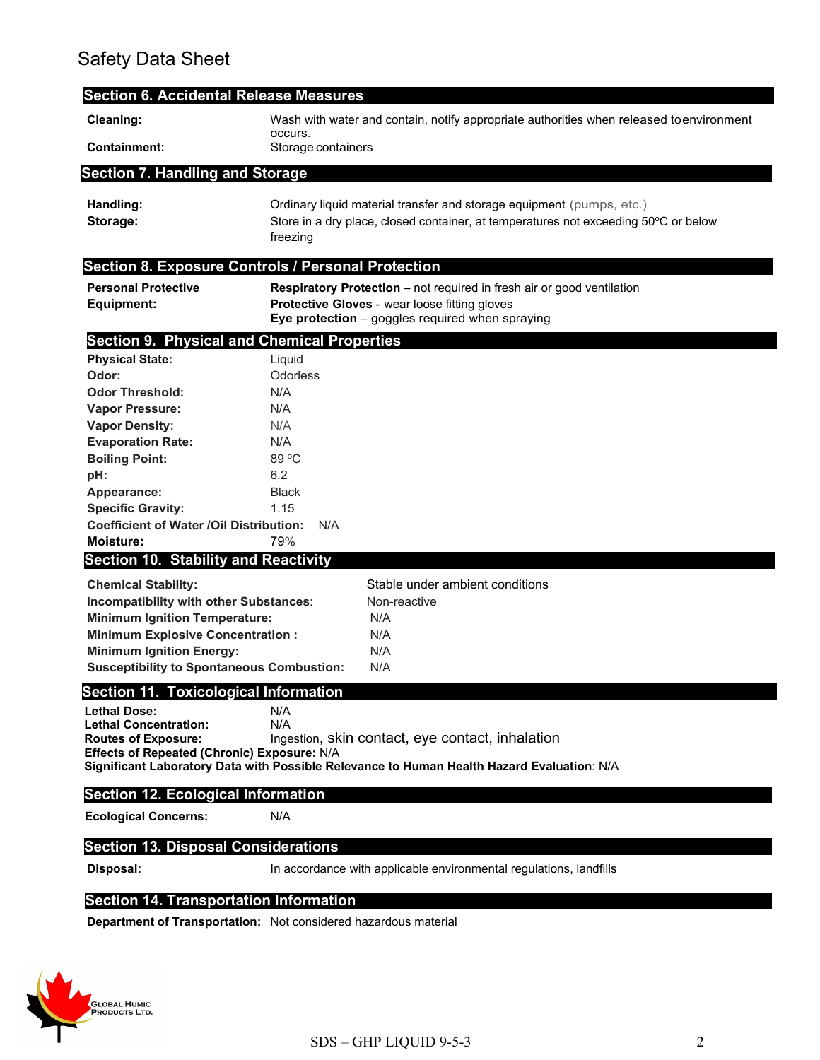# Safety Data Sheet

## Section 6. Accidental Release Measures

**Cleaning:** Wash with water and contain, notify appropriate authorities when released toenvironment occurs.

**Containment:** Storage containers

## Section 7. Handling and Storage

**Handling:** Ordinary liquid material transfer and storage equipment (pumps, etc.)

**Storage:** Store in a dry place, closed container, at temperatures not exceeding 50ºC or below freezing

## Section 8. Exposure Controls / Personal Protection

**Personal Protective Equipment:**

**Respiratory Protection** – not required in fresh air or good ventilation
**Protective Gloves** - wear loose fitting gloves
**Eye protection** – goggles required when spraying

## Section 9. Physical and Chemical Properties

**Physical State:** Liquid
**Odor:** Odorless
**Odor Threshold:** N/A
**Vapor Pressure:** N/A
**Vapor Density:** N/A
**Evaporation Rate:** N/A
**Boiling Point:** 89 ºC
**pH:** 6.2
**Appearance:** Black
**Specific Gravity:** 1.15
**Coefficient of Water /Oil Distribution:** N/A
**Moisture:** 79%

## Section 10. Stability and Reactivity

**Chemical Stability:** Stable under ambient conditions
**Incompatibility with other Substances:** Non-reactive
**Minimum Ignition Temperature:** N/A
**Minimum Explosive Concentration :** N/A
**Minimum Ignition Energy:** N/A
**Susceptibility to Spontaneous Combustion:** N/A

## Section 11. Toxicological Information

**Lethal Dose:** N/A
**Lethal Concentration:** N/A
**Routes of Exposure:** Ingestion, skin contact, eye contact, inhalation
**Effects of Repeated (Chronic) Exposure:** N/A
**Significant Laboratory Data with Possible Relevance to Human Health Hazard Evaluation**: N/A

## Section 12. Ecological Information

**Ecological Concerns:** N/A

## Section 13. Disposal Considerations

**Disposal:** In accordance with applicable environmental regulations, landfills

## Section 14. Transportation Information

**Department of Transportation:** Not considered hazardous material

Global Humic Products Ltd.

SDS – GHP LIQUID 9-5-3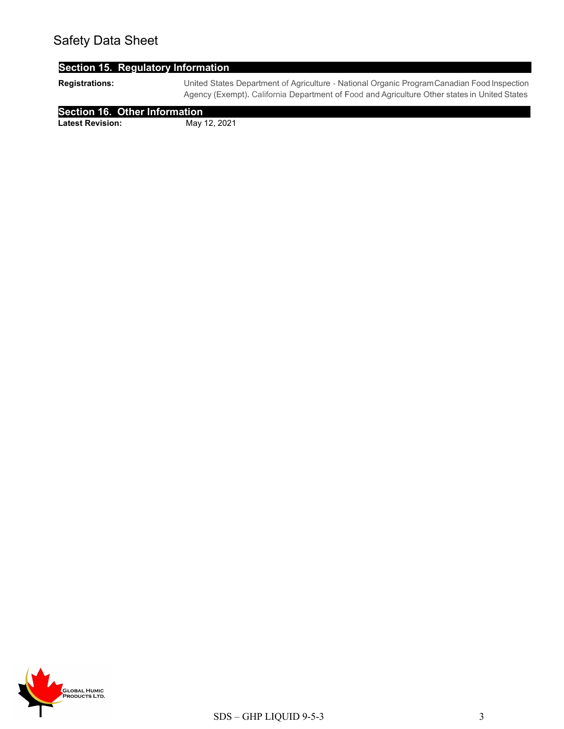## Section 15. Regulatory Information

| | |
|---|---|
| **Registrations:** | United States Department of Agriculture - National Organic Program Canadian Food Inspection Agency (Exempt). California Department of Food and Agriculture Other states in United States |

## Section 16. Other Information

| | |
|---|---|
| **Latest Revision:** | May 12, 2021 |